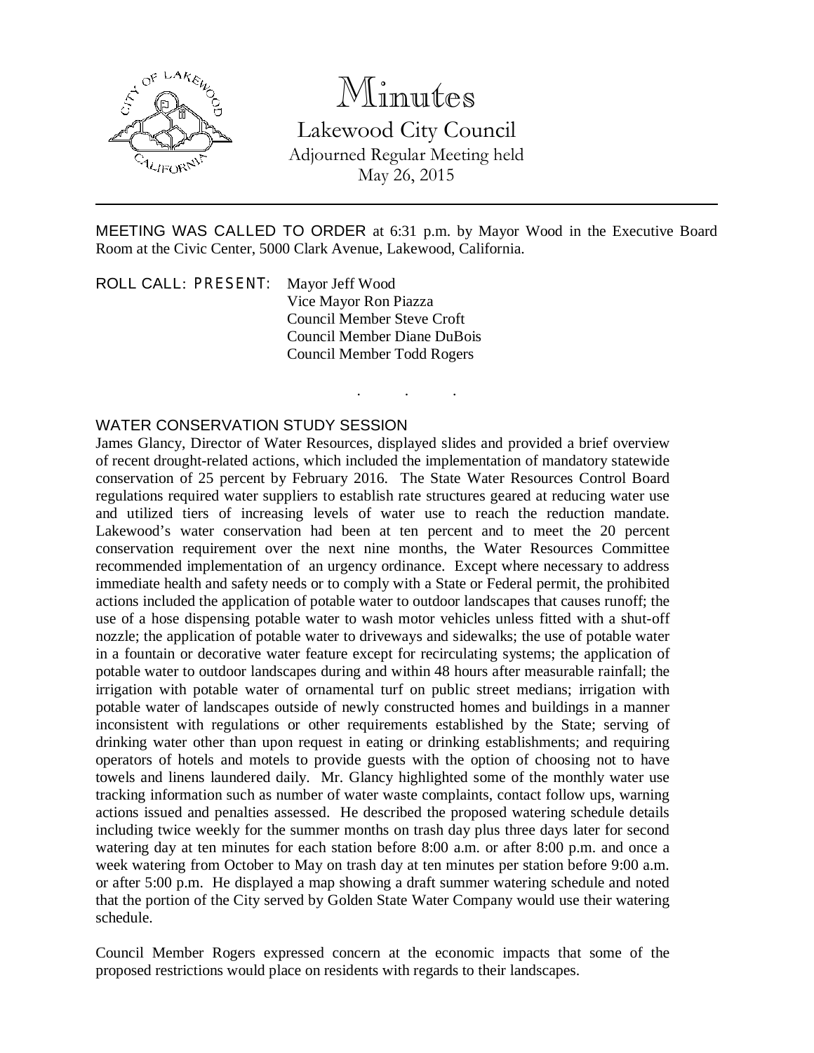# Minutes

## Lakewood City Council

Adjourned Regular Meeting held
May 26, 2015

---

MEETING WAS CALLED TO ORDER at 6:31 p.m. by Mayor Wood in the Executive Board Room at the Civic Center, 5000 Clark Avenue, Lakewood, California.

ROLL CALL: PRESENT: Mayor Jeff Wood
Vice Mayor Ron Piazza
Council Member Steve Croft
Council Member Diane DuBois
Council Member Todd Rogers

. . .

WATER CONSERVATION STUDY SESSION

James Glancy, Director of Water Resources, displayed slides and provided a brief overview of recent drought-related actions, which included the implementation of mandatory statewide conservation of 25 percent by February 2016. The State Water Resources Control Board regulations required water suppliers to establish rate structures geared at reducing water use and utilized tiers of increasing levels of water use to reach the reduction mandate. Lakewood's water conservation had been at ten percent and to meet the 20 percent conservation requirement over the next nine months, the Water Resources Committee recommended implementation of an urgency ordinance. Except where necessary to address immediate health and safety needs or to comply with a State or Federal permit, the prohibited actions included the application of potable water to outdoor landscapes that causes runoff; the use of a hose dispensing potable water to wash motor vehicles unless fitted with a shut-off nozzle; the application of potable water to driveways and sidewalks; the use of potable water in a fountain or decorative water feature except for recirculating systems; the application of potable water to outdoor landscapes during and within 48 hours after measurable rainfall; the irrigation with potable water of ornamental turf on public street medians; irrigation with potable water of landscapes outside of newly constructed homes and buildings in a manner inconsistent with regulations or other requirements established by the State; serving of drinking water other than upon request in eating or drinking establishments; and requiring operators of hotels and motels to provide guests with the option of choosing not to have towels and linens laundered daily. Mr. Glancy highlighted some of the monthly water use tracking information such as number of water waste complaints, contact follow ups, warning actions issued and penalties assessed. He described the proposed watering schedule details including twice weekly for the summer months on trash day plus three days later for second watering day at ten minutes for each station before 8:00 a.m. or after 8:00 p.m. and once a week watering from October to May on trash day at ten minutes per station before 9:00 a.m. or after 5:00 p.m. He displayed a map showing a draft summer watering schedule and noted that the portion of the City served by Golden State Water Company would use their watering schedule.

Council Member Rogers expressed concern at the economic impacts that some of the proposed restrictions would place on residents with regards to their landscapes.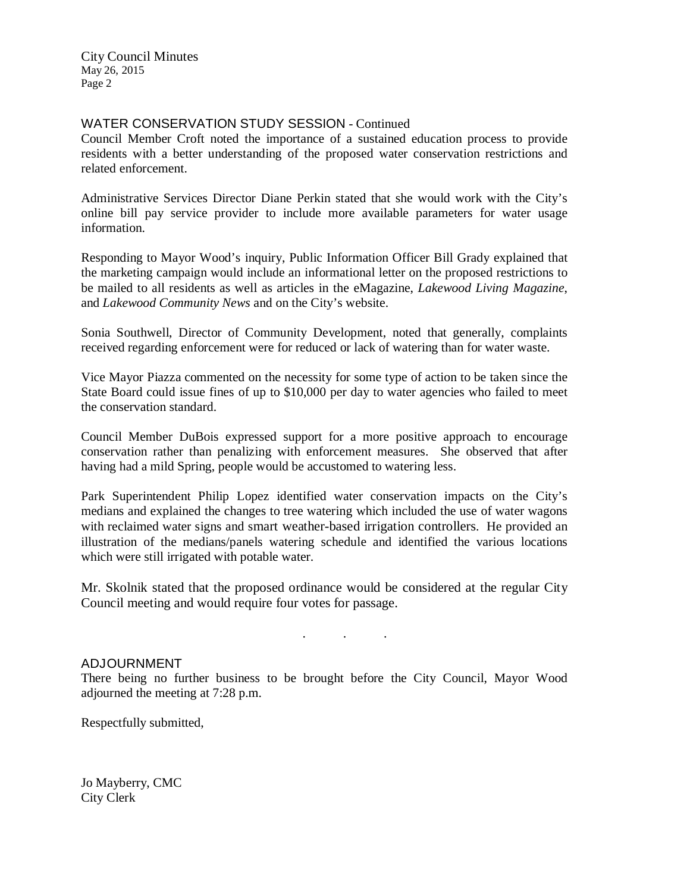## WATER CONSERVATION STUDY SESSION - Continued

Council Member Croft noted the importance of a sustained education process to provide residents with a better understanding of the proposed water conservation restrictions and related enforcement.

Administrative Services Director Diane Perkin stated that she would work with the City's online bill pay service provider to include more available parameters for water usage information.

Responding to Mayor Wood's inquiry, Public Information Officer Bill Grady explained that the marketing campaign would include an informational letter on the proposed restrictions to be mailed to all residents as well as articles in the eMagazine, *Lakewood Living Magazine*, and *Lakewood Community News* and on the City's website.

Sonia Southwell, Director of Community Development, noted that generally, complaints received regarding enforcement were for reduced or lack of watering than for water waste.

Vice Mayor Piazza commented on the necessity for some type of action to be taken since the State Board could issue fines of up to $10,000 per day to water agencies who failed to meet the conservation standard.

Council Member DuBois expressed support for a more positive approach to encourage conservation rather than penalizing with enforcement measures. She observed that after having had a mild Spring, people would be accustomed to watering less.

Park Superintendent Philip Lopez identified water conservation impacts on the City's medians and explained the changes to tree watering which included the use of water wagons with reclaimed water signs and smart weather-based irrigation controllers. He provided an illustration of the medians/panels watering schedule and identified the various locations which were still irrigated with potable water.

Mr. Skolnik stated that the proposed ordinance would be considered at the regular City Council meeting and would require four votes for passage.

. . .

## ADJOURNMENT

There being no further business to be brought before the City Council, Mayor Wood adjourned the meeting at 7:28 p.m.

Respectfully submitted,

Jo Mayberry, CMC
City Clerk